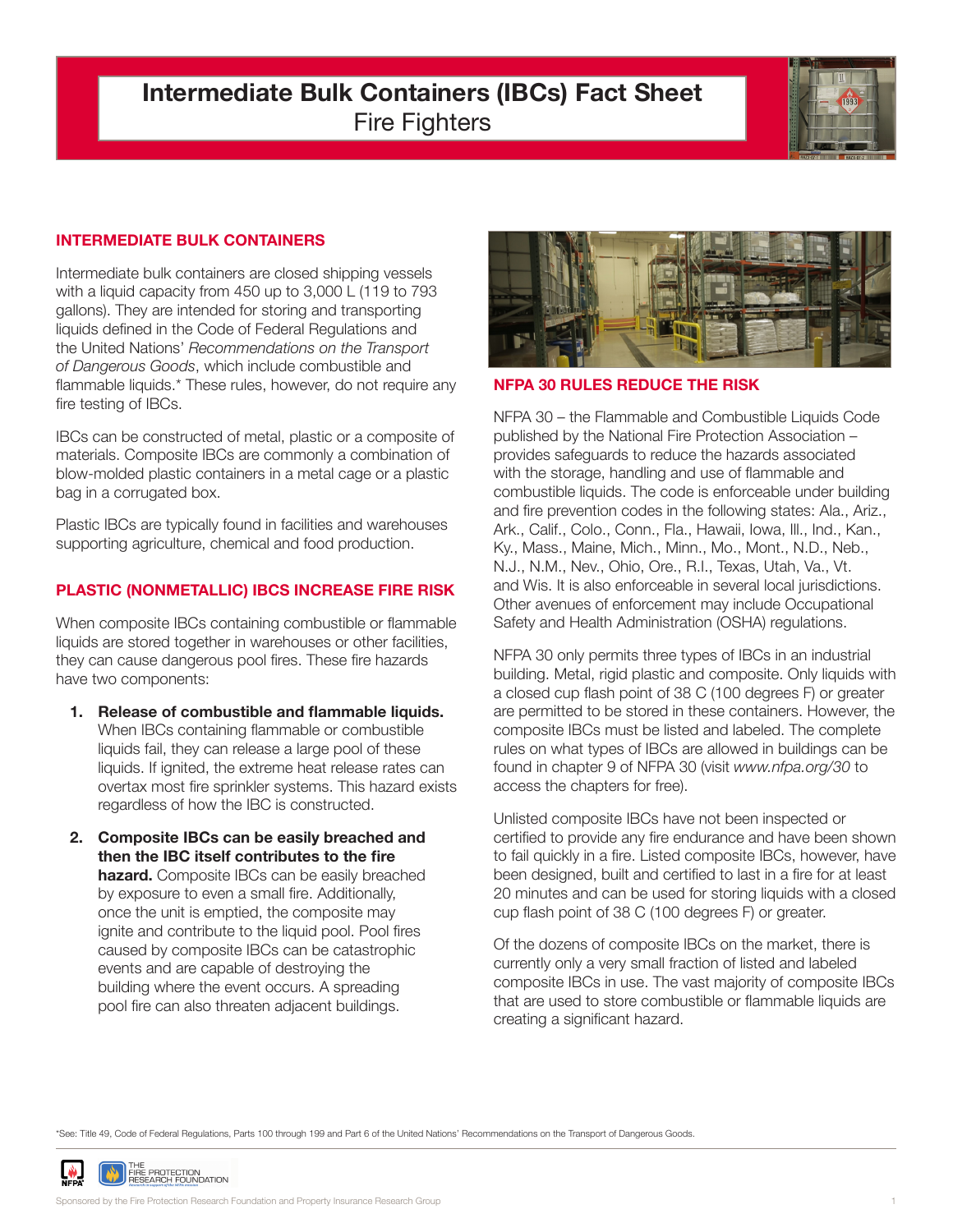# Intermediate Bulk Containers (IBCs) Fact Sheet

Fire Fighters

## INTERMEDIATE BULK CONTAINERS

Intermediate bulk containers are closed shipping vessels with a liquid capacity from 450 up to 3,000 L (119 to 793 gallons). They are intended for storing and transporting liquids defined in the Code of Federal Regulations and the United Nations' *Recommendations on the Transport of Dangerous Goods*, which include combustible and flammable liquids.* These rules, however, do not require any fire testing of IBCs.

IBCs can be constructed of metal, plastic or a composite of materials. Composite IBCs are commonly a combination of blow-molded plastic containers in a metal cage or a plastic bag in a corrugated box.

Plastic IBCs are typically found in facilities and warehouses supporting agriculture, chemical and food production.

## PLASTIC (NONMETALLIC) IBCS INCREASE FIRE RISK

When composite IBCs containing combustible or flammable liquids are stored together in warehouses or other facilities, they can cause dangerous pool fires. These fire hazards have two components:

1. **Release of combustible and flammable liquids.** When IBCs containing flammable or combustible liquids fail, they can release a large pool of these liquids. If ignited, the extreme heat release rates can overtax most fire sprinkler systems. This hazard exists regardless of how the IBC is constructed.

2. **Composite IBCs can be easily breached and then the IBC itself contributes to the fire hazard.** Composite IBCs can be easily breached by exposure to even a small fire. Additionally, once the unit is emptied, the composite may ignite and contribute to the liquid pool. Pool fires caused by composite IBCs are catastrophic events and are capable of destroying the building where the event occurs. A spreading pool fire can also threaten adjacent buildings.

## NFPA 30 RULES REDUCE THE RISK

NFPA 30 – the Flammable and Combustible Liquids Code published by the National Fire Protection Association – provides safeguards to reduce the hazards associated with the storage, handling and use of flammable and combustible liquids. The code is enforceable under building and fire prevention codes in the following states: Ala., Ariz., Ark., Calif., Colo., Conn., Fla., Hawaii, Iowa, Ill., Ind., Kan., Ky., Mass., Maine, Mich., Minn., Mo., Mont., N.D., Neb., N.J., N.M., Nev., Ohio, Ore., R.I., Texas, Utah, Va., Vt. and Wis. It is also enforceable in several local jurisdictions. Other avenues of enforcement may include Occupational Safety and Health Administration (OSHA) regulations.

NFPA 30 only permits three types of IBCs in an industrial building. Metal, rigid plastic and composite. Only liquids with a closed cup flash point of 38 C (100 degrees F) or greater are permitted to be stored in these containers. However, the composite IBCs must be listed and labeled. The complete rules on what types of IBCs are allowed in buildings can be found in chapter 9 of NFPA 30 (visit *www.nfpa.org/30* to access the chapters for free).

Unlisted composite IBCs have not been inspected or certified to provide any fire endurance and have been shown to fail quickly in a fire. Listed composite IBCs, however, have been designed, built and certified to last in a fire for at least 20 minutes and can be used for storing liquids with a closed cup flash point of 38 C (100 degrees F) or greater.

Of the dozens of composite IBCs on the market, there is currently only a very small fraction of listed and labeled composite IBCs in use. The vast majority of composite IBCs that are used to store combustible or flammable liquids are creating a significant hazard.

*See: Title 49, Code of Federal Regulations, Parts 100 through 199 and Part 6 of the United Nations' Recommendations on the Transport of Dangerous Goods.

Sponsored by the Fire Protection Research Foundation and Property Insurance Research Group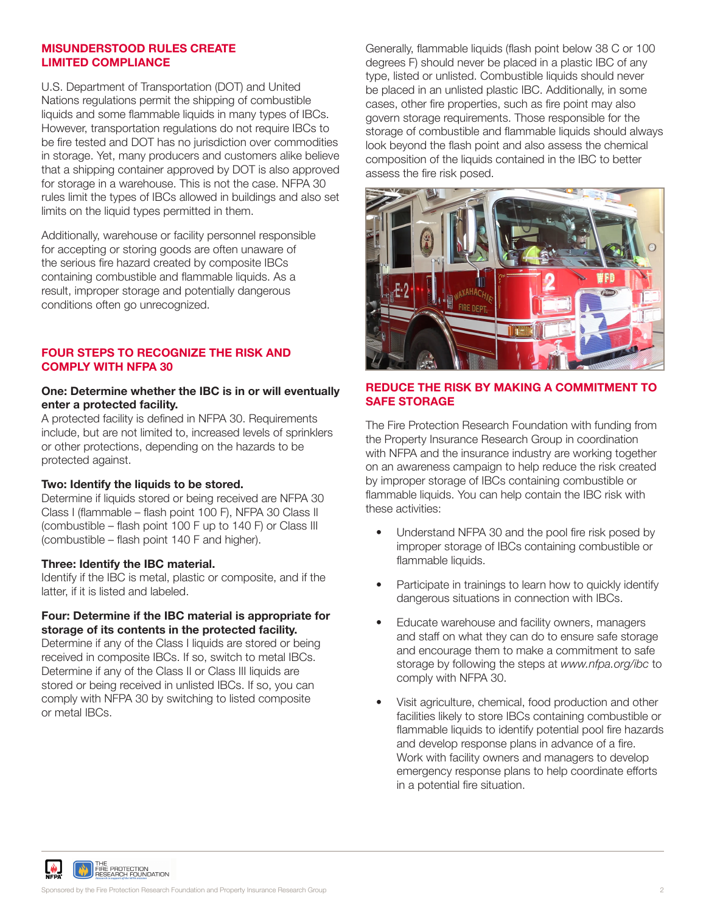## MISUNDERSTOOD RULES CREATE LIMITED COMPLIANCE

U.S. Department of Transportation (DOT) and United Nations regulations permit the shipping of combustible liquids and some flammable liquids in many types of IBCs. However, transportation regulations do not require IBCs to be fire tested and DOT has no jurisdiction over commodities in storage. Yet, many producers and customers alike believe that a shipping container approved by DOT is also approved for storage in a warehouse. This is not the case. NFPA 30 rules limit the types of IBCs allowed in buildings and also set limits on the liquid types permitted in them.

Additionally, warehouse or facility personnel responsible for accepting or storing goods are often unaware of the serious fire hazard created by composite IBCs containing combustible and flammable liquids. As a result, improper storage and potentially dangerous conditions often go unrecognized.

## FOUR STEPS TO RECOGNIZE THE RISK AND COMPLY WITH NFPA 30

**One: Determine whether the IBC is in or will eventually enter a protected facility.**
A protected facility is defined in NFPA 30. Requirements include, but are not limited to, increased levels of sprinklers or other protections, depending on the hazards to be protected against.

**Two: Identify the liquids to be stored.**
Determine if liquids stored or being received are NFPA 30 Class I (flammable – flash point 100 F), NFPA 30 Class II (combustible – flash point 100 F up to 140 F) or Class III (combustible – flash point 140 F and higher).

**Three: Identify the IBC material.**
Identify if the IBC is metal, plastic or composite, and if the latter, if it is listed and labeled.

**Four: Determine if the IBC material is appropriate for storage of its contents in the protected facility.**
Determine if any of the Class I liquids are stored or being received in composite IBCs. If so, switch to metal IBCs. Determine if any of the Class II or Class III liquids are stored or being received in unlisted IBCs. If so, you can comply with NFPA 30 by switching to listed composite or metal IBCs.

Generally, flammable liquids (flash point below 38 C or 100 degrees F) should never be placed in a plastic IBC of any type, listed or unlisted. Combustible liquids should never be placed in an unlisted plastic IBC. Additionally, in some cases, other fire properties, such as fire point may also govern storage requirements. Those responsible for the storage of combustible and flammable liquids should always look beyond the flash point and also assess the chemical composition of the liquids contained in the IBC to better assess the fire risk posed.

## REDUCE THE RISK BY MAKING A COMMITMENT TO SAFE STORAGE

The Fire Protection Research Foundation with funding from the Property Insurance Research Group in coordination with NFPA and the insurance industry are working together on an awareness campaign to help reduce the risk created by improper storage of IBCs containing combustible or flammable liquids. You can help contain the IBC risk with these activities:

- Understand NFPA 30 and the pool fire risk posed by improper storage of IBCs containing combustible or flammable liquids.
- Participate in trainings to learn how to quickly identify dangerous situations in connection with IBCs.
- Educate warehouse and facility owners, managers and staff on what they can do to ensure safe storage and encourage them to make a commitment to safe storage by following the steps at *www.nfpa.org/ibc* to comply with NFPA 30.
- Visit agriculture, chemical, food production and other facilities likely to store IBCs containing combustible or flammable liquids to identify potential pool fire hazards and develop response plans in advance of a fire. Work with facility owners and managers to develop emergency response plans to help coordinate efforts in a potential fire situation.

Sponsored by the Fire Protection Research Foundation and Property Insurance Research Group